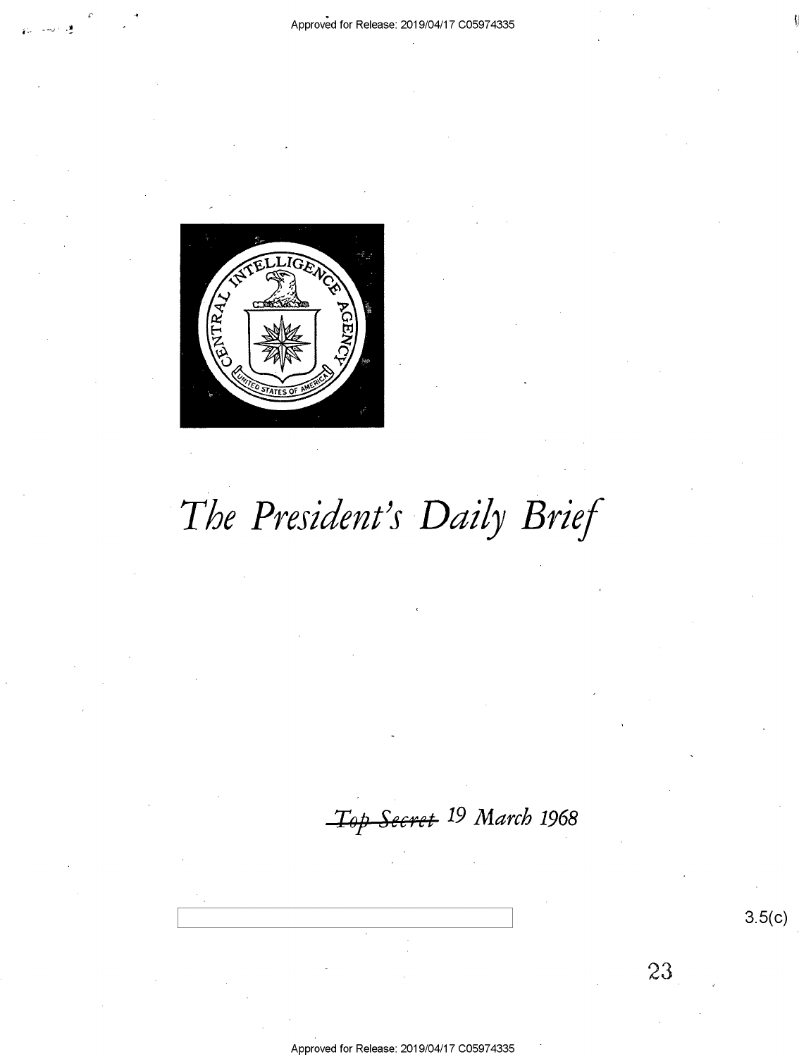# *The President's Daily Brief*

~~*Top Secret*~~ *19 March 1968*

3.5(c)

23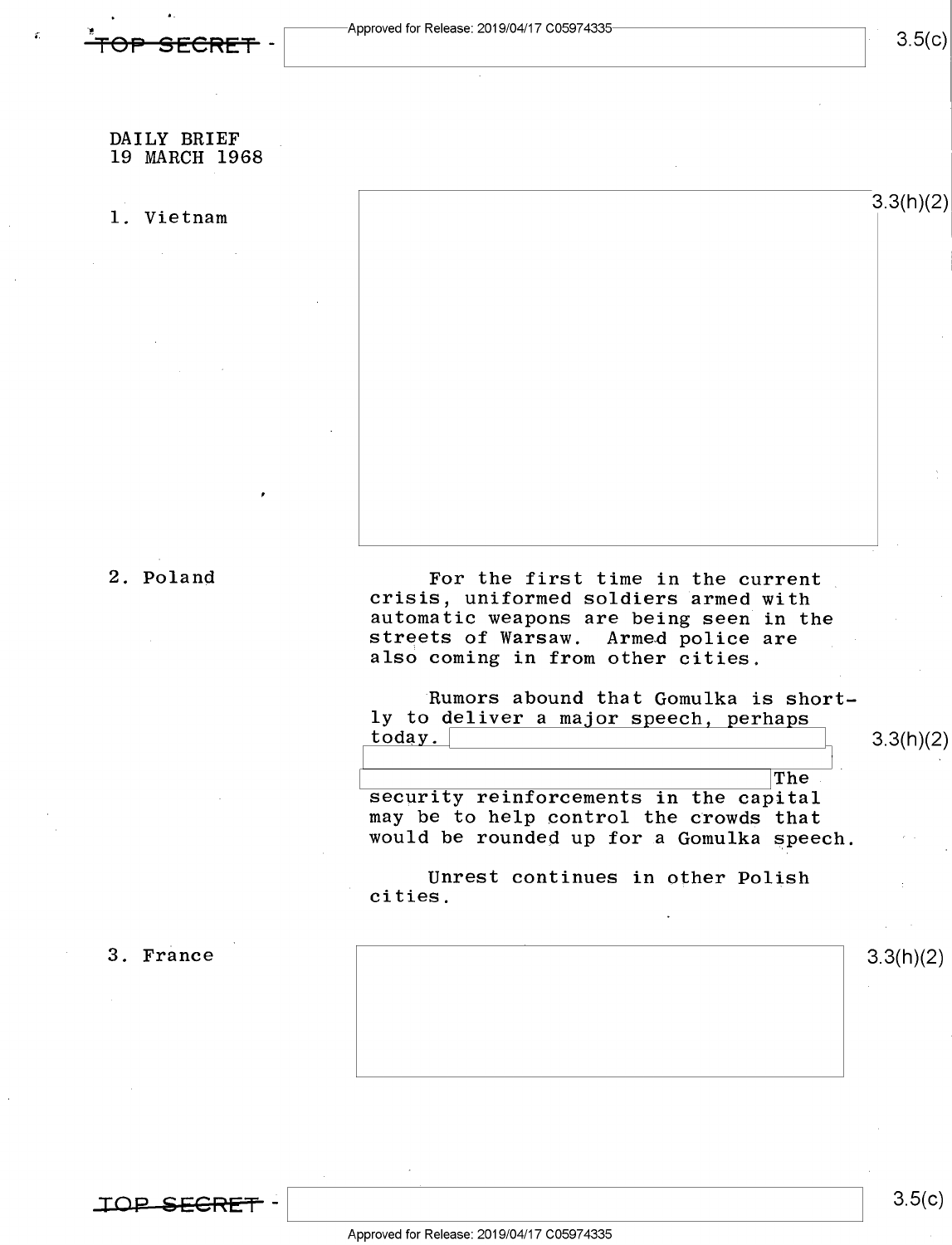DAILY BRIEF
19 MARCH 1968

1. Vietnam

2. Poland

For the first time in the current crisis, uniformed soldiers armed with automatic weapons are being seen in the streets of Warsaw. Armed police are also coming in from other cities.

Rumors abound that Gomulka is shortly to deliver a major speech, perhaps today. The security reinforcements in the capital may be to help control the crowds that would be rounded up for a Gomulka speech.

Unrest continues in other Polish cities.

3. France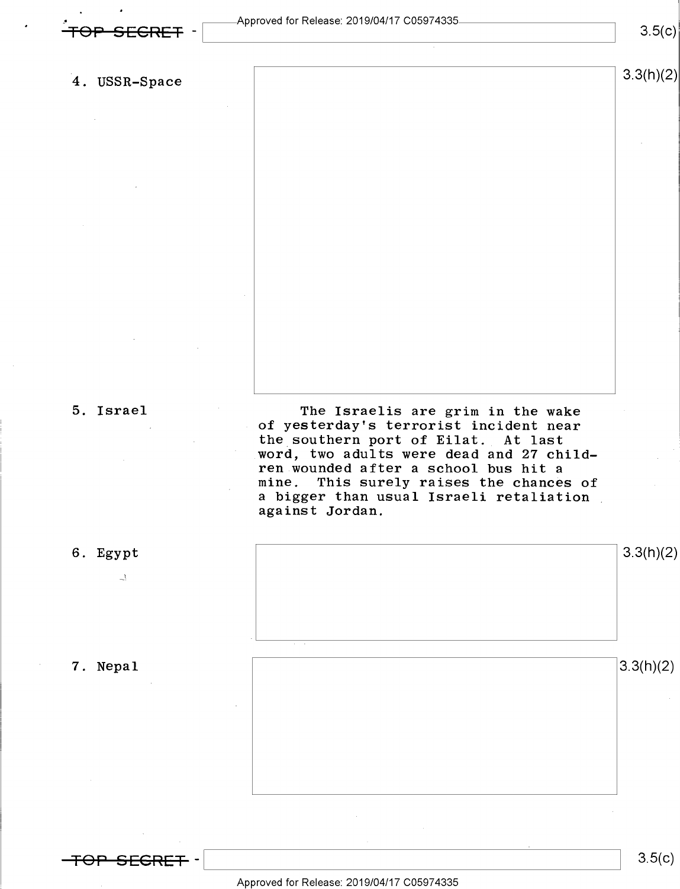4. USSR-Space

3.3(h)(2)

5. Israel

The Israelis are grim in the wake of yesterday's terrorist incident near the southern port of Eilat. At last word, two adults were dead and 27 children wounded after a school bus hit a mine. This surely raises the chances of a bigger than usual Israeli retaliation against Jordan.

6. Egypt

3.3(h)(2)

7. Nepal

3.3(h)(2)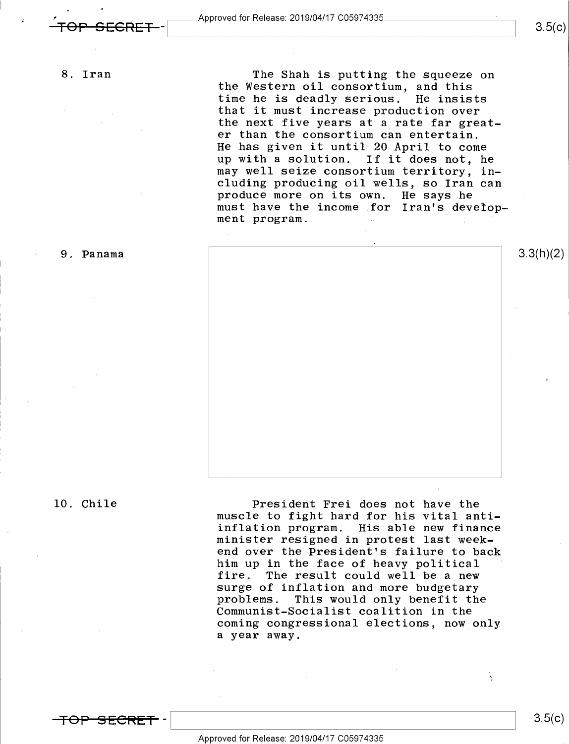8. Iran

The Shah is putting the squeeze on the Western oil consortium, and this time he is deadly serious. He insists that it must increase production over the next five years at a rate far greater than the consortium can entertain. He has given it until 20 April to come up with a solution. If it does not, he may well seize consortium territory, including producing oil wells, so Iran can produce more on its own. He says he must have the income for Iran's development program.

9. Panama

3.3(h)(2)

10. Chile

President Frei does not have the muscle to fight hard for his vital anti-inflation program. His able new finance minister resigned in protest last weekend over the President's failure to back him up in the face of heavy political fire. The result could well be a new surge of inflation and more budgetary problems. This would only benefit the Communist-Socialist coalition in the coming congressional elections, now only a year away.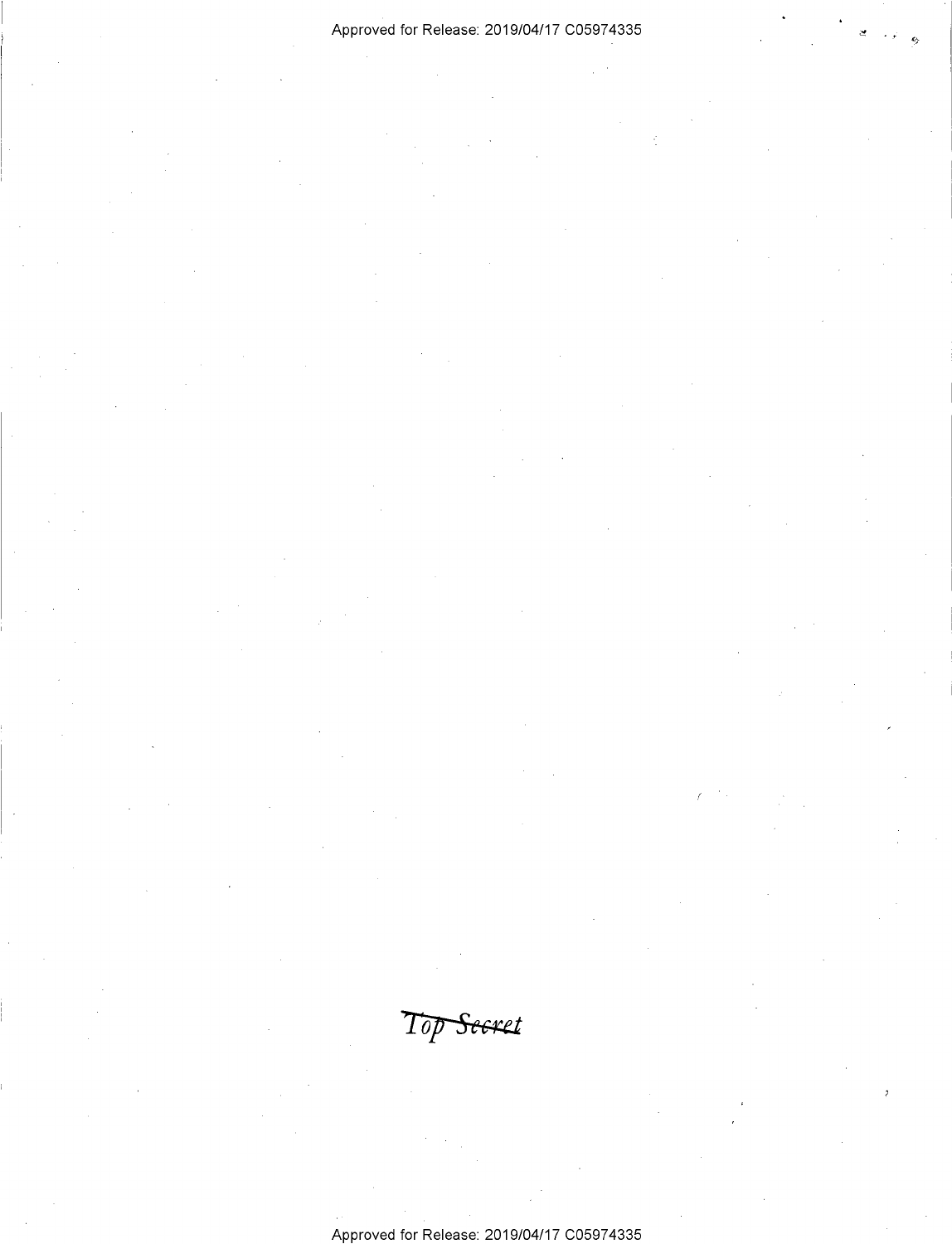~~Top Secret~~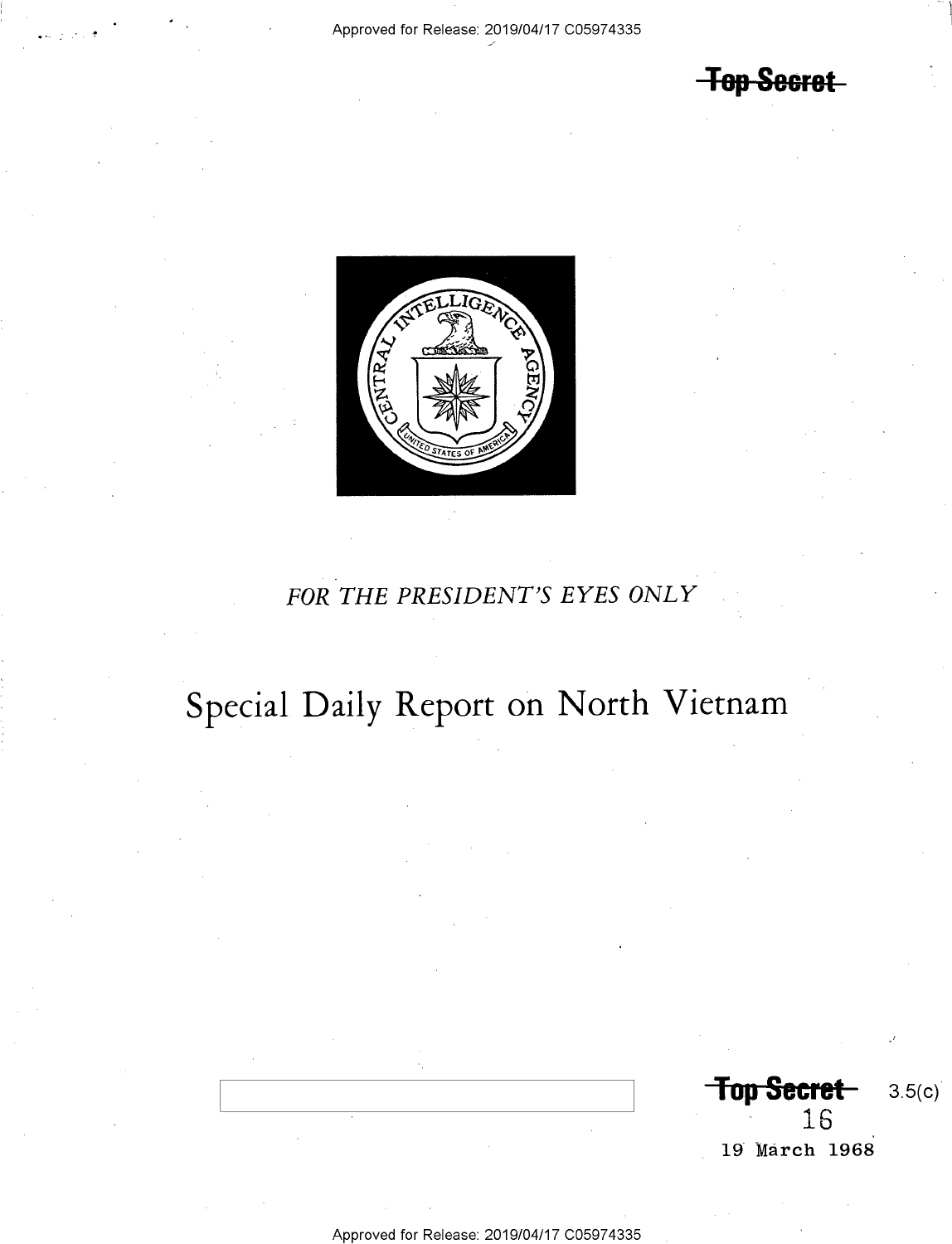Top Secret

FOR THE PRESIDENT'S EYES ONLY

# Special Daily Report on North Vietnam

Top Secret 3.5(c)

16

19 March 1968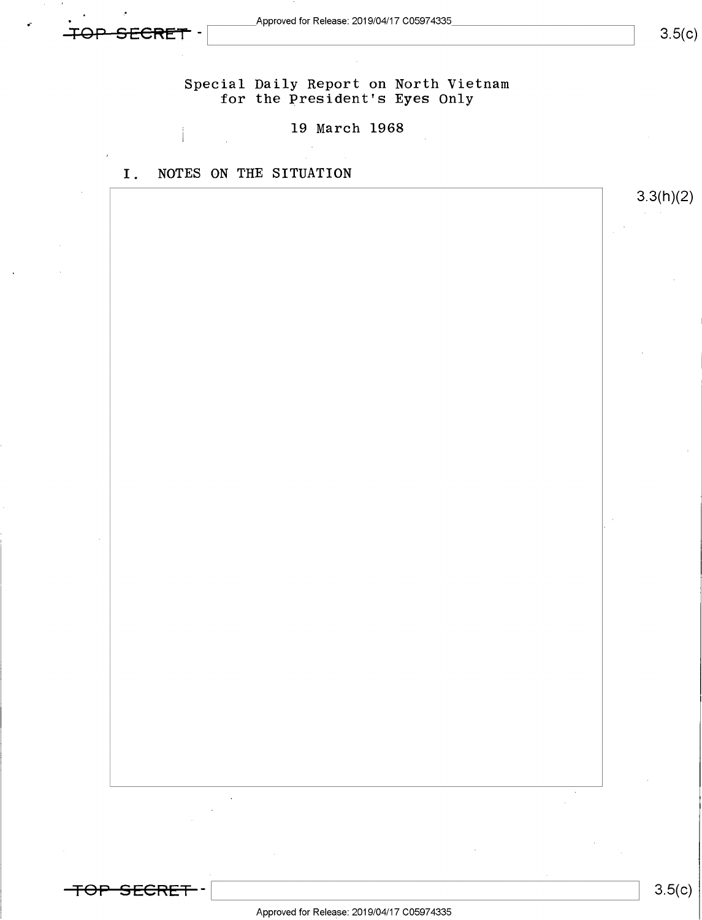TOP SECRET

Special Daily Report on North Vietnam
for the President's Eyes Only

19 March 1968

I. NOTES ON THE SITUATION

3.3(h)(2)

3.5(c)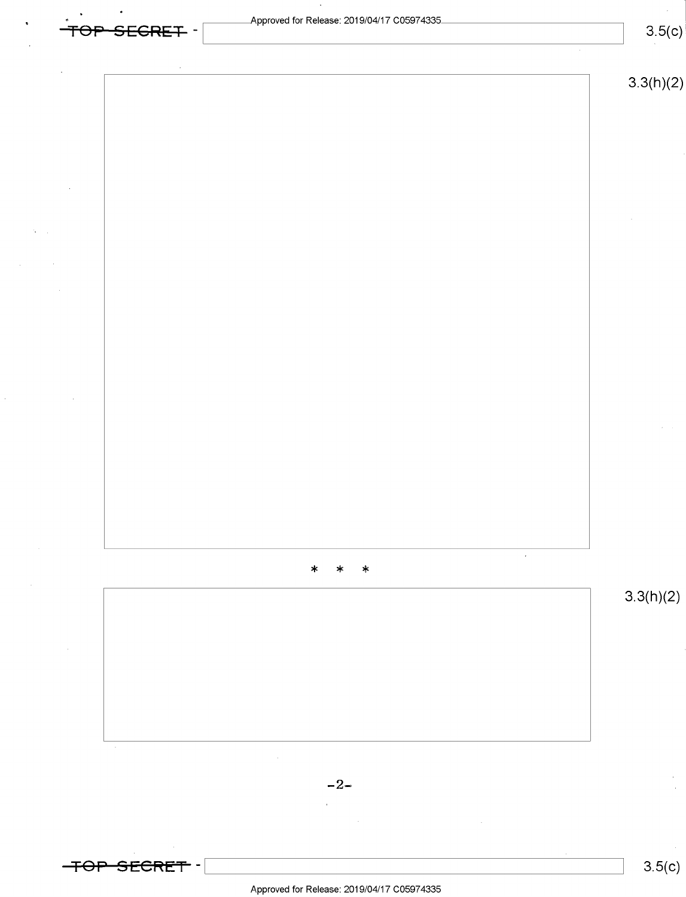3.3(h)(2)

* * *

3.3(h)(2)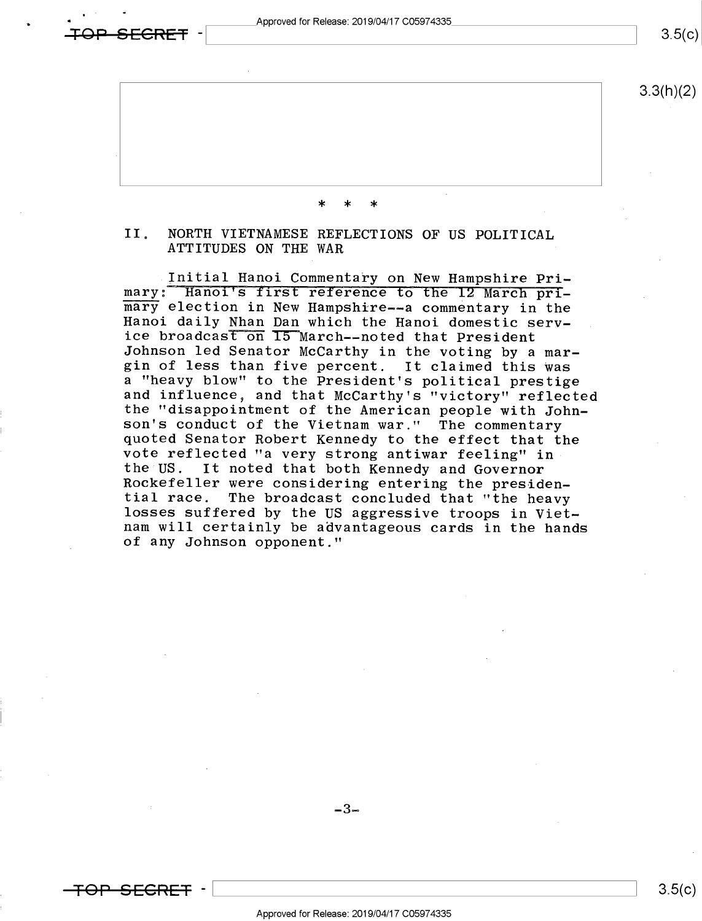* * *

## II. NORTH VIETNAMESE REFLECTIONS OF US POLITICAL ATTITUDES ON THE WAR

Initial Hanoi Commentary on New Hampshire Primary: Hanoi's first reference to the 12 March primary election in New Hampshire--a commentary in the Hanoi daily Nhan Dan which the Hanoi domestic service broadcast on 15 March--noted that President Johnson led Senator McCarthy in the voting by a margin of less than five percent. It claimed this was a "heavy blow" to the President's political prestige and influence, and that McCarthy's "victory" reflected the "disappointment of the American people with Johnson's conduct of the Vietnam war." The commentary quoted Senator Robert Kennedy to the effect that the vote reflected "a very strong antiwar feeling" in the US. It noted that both Kennedy and Governor Rockefeller were considering entering the presidential race. The broadcast concluded that "the heavy losses suffered by the US aggressive troops in Vietnam will certainly be advantageous cards in the hands of any Johnson opponent."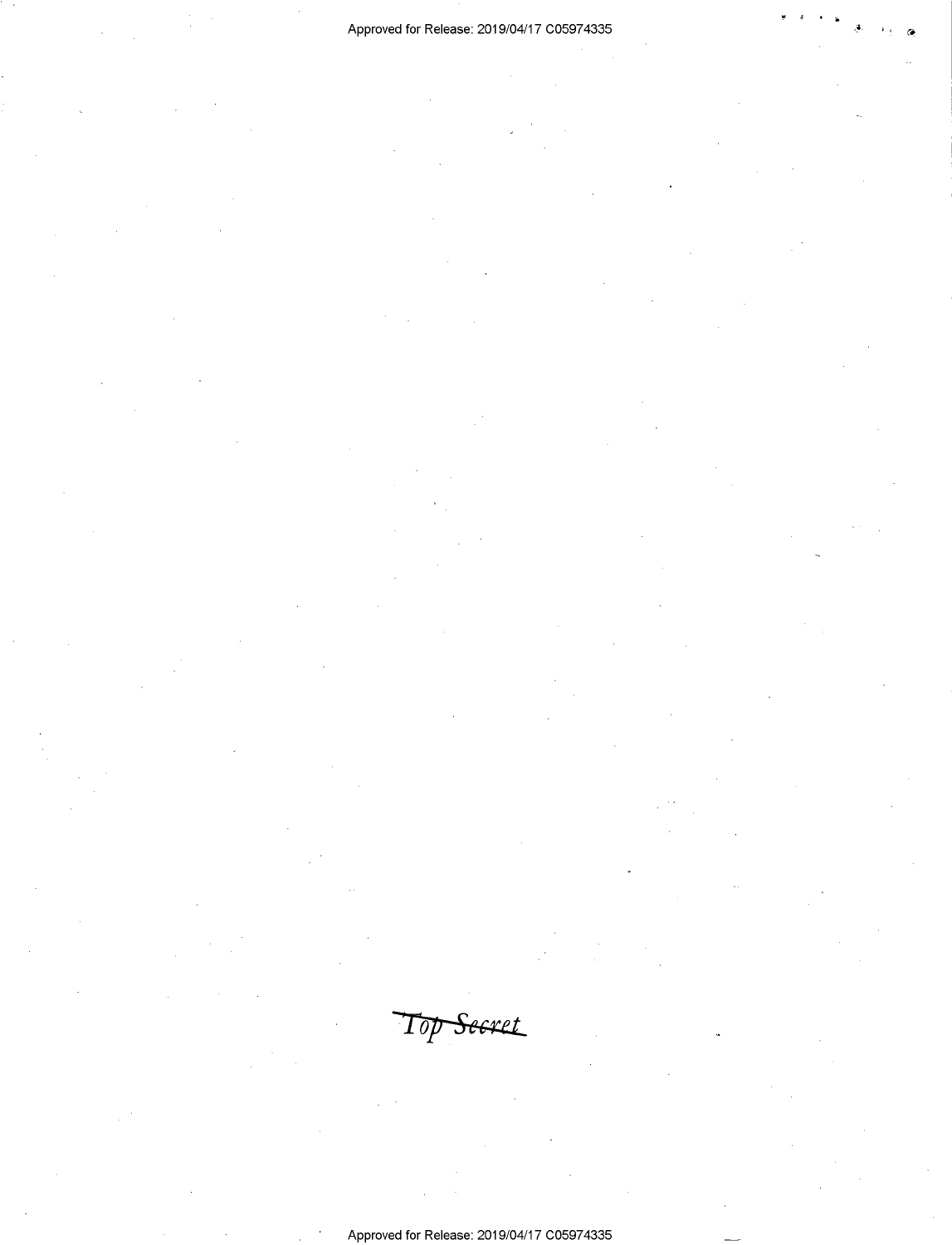~~Top Secret~~